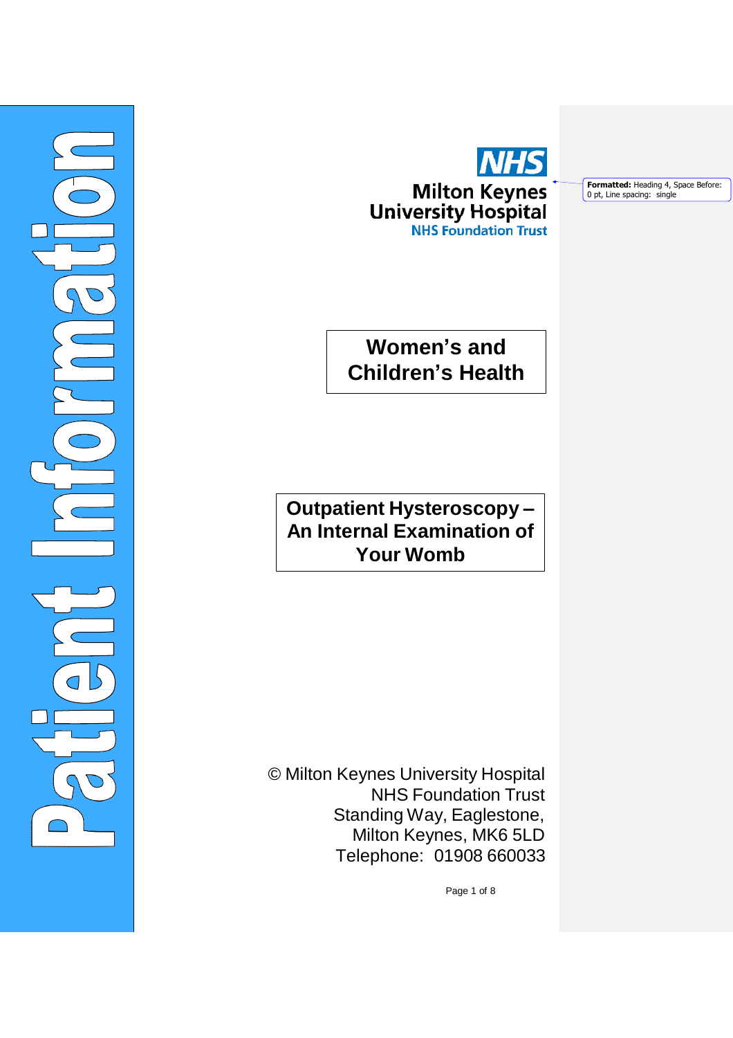Patient Information

NHS
Milton Keynes University Hospital
NHS Foundation Trust

Formatted: Heading 4, Space Before: 0 pt, Line spacing: single

# Women's and Children's Health

# Outpatient Hysteroscopy – An Internal Examination of Your Womb

© Milton Keynes University Hospital
NHS Foundation Trust
Standing Way, Eaglestone,
Milton Keynes, MK6 5LD
Telephone: 01908 660033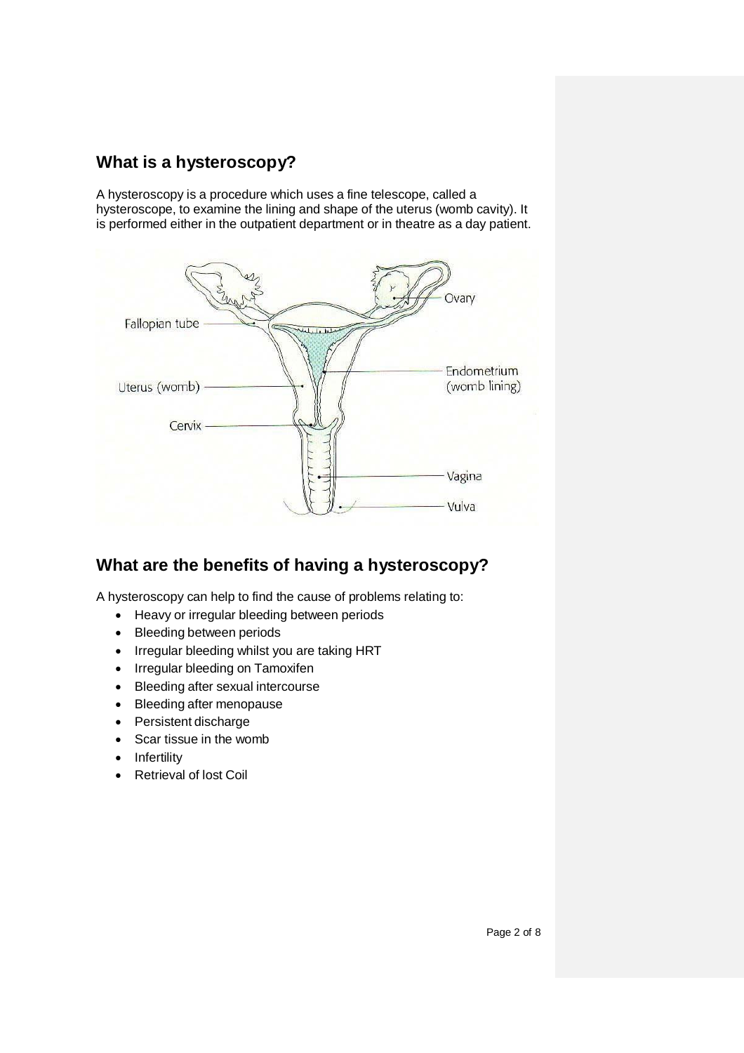## What is a hysteroscopy?

A hysteroscopy is a procedure which uses a fine telescope, called a hysteroscope, to examine the lining and shape of the uterus (womb cavity). It is performed either in the outpatient department or in theatre as a day patient.

## What are the benefits of having a hysteroscopy?

A hysteroscopy can help to find the cause of problems relating to:

- Heavy or irregular bleeding between periods
- Bleeding between periods
- Irregular bleeding whilst you are taking HRT
- Irregular bleeding on Tamoxifen
- Bleeding after sexual intercourse
- Bleeding after menopause
- Persistent discharge
- Scar tissue in the womb
- Infertility
- Retrieval of lost Coil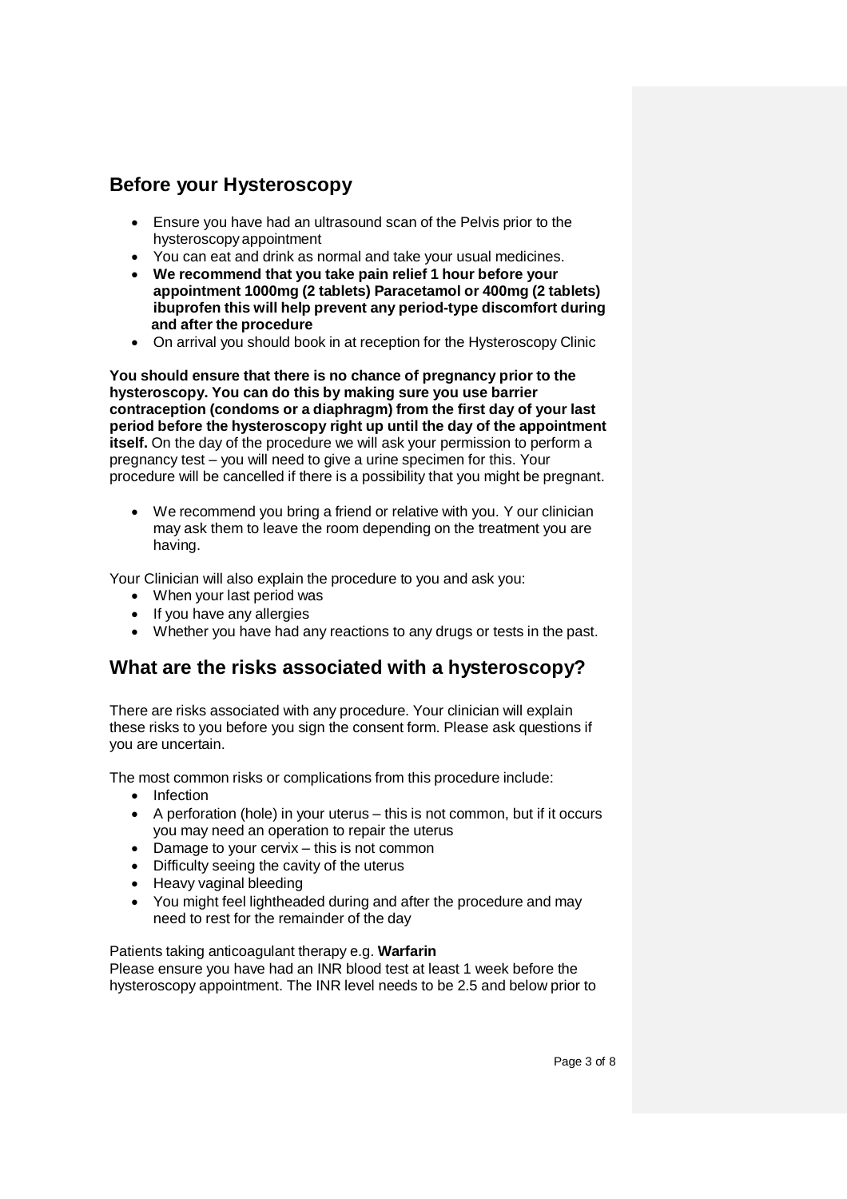## Before your Hysteroscopy

- Ensure you have had an ultrasound scan of the Pelvis prior to the hysteroscopy appointment
- You can eat and drink as normal and take your usual medicines.
- **We recommend that you take pain relief 1 hour before your appointment 1000mg (2 tablets) Paracetamol or 400mg (2 tablets) ibuprofen this will help prevent any period-type discomfort during and after the procedure**
- On arrival you should book in at reception for the Hysteroscopy Clinic

**You should ensure that there is no chance of pregnancy prior to the hysteroscopy. You can do this by making sure you use barrier contraception (condoms or a diaphragm) from the first day of your last period before the hysteroscopy right up until the day of the appointment itself.** On the day of the procedure we will ask your permission to perform a pregnancy test – you will need to give a urine specimen for this. Your procedure will be cancelled if there is a possibility that you might be pregnant.

- We recommend you bring a friend or relative with you. Y our clinician may ask them to leave the room depending on the treatment you are having.

Your Clinician will also explain the procedure to you and ask you:

- When your last period was
- If you have any allergies
- Whether you have had any reactions to any drugs or tests in the past.

## What are the risks associated with a hysteroscopy?

There are risks associated with any procedure. Your clinician will explain these risks to you before you sign the consent form. Please ask questions if you are uncertain.

The most common risks or complications from this procedure include:

- Infection
- A perforation (hole) in your uterus – this is not common, but if it occurs you may need an operation to repair the uterus
- Damage to your cervix – this is not common
- Difficulty seeing the cavity of the uterus
- Heavy vaginal bleeding
- You might feel lightheaded during and after the procedure and may need to rest for the remainder of the day

Patients taking anticoagulant therapy e.g. **Warfarin**
Please ensure you have had an INR blood test at least 1 week before the hysteroscopy appointment. The INR level needs to be 2.5 and below prior to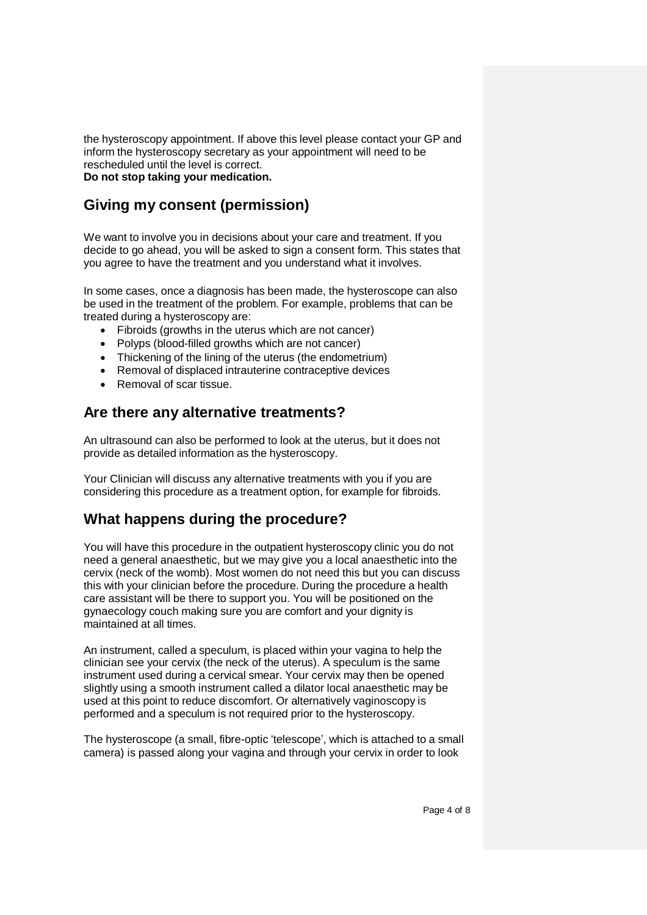the hysteroscopy appointment. If above this level please contact your GP and inform the hysteroscopy secretary as your appointment will need to be rescheduled until the level is correct.
**Do not stop taking your medication.**

## Giving my consent (permission)

We want to involve you in decisions about your care and treatment. If you decide to go ahead, you will be asked to sign a consent form. This states that you agree to have the treatment and you understand what it involves.

In some cases, once a diagnosis has been made, the hysteroscope can also be used in the treatment of the problem. For example, problems that can be treated during a hysteroscopy are:

- Fibroids (growths in the uterus which are not cancer)
- Polyps (blood-filled growths which are not cancer)
- Thickening of the lining of the uterus (the endometrium)
- Removal of displaced intrauterine contraceptive devices
- Removal of scar tissue.

## Are there any alternative treatments?

An ultrasound can also be performed to look at the uterus, but it does not provide as detailed information as the hysteroscopy.

Your Clinician will discuss any alternative treatments with you if you are considering this procedure as a treatment option, for example for fibroids.

## What happens during the procedure?

You will have this procedure in the outpatient hysteroscopy clinic you do not need a general anaesthetic, but we may give you a local anaesthetic into the cervix (neck of the womb). Most women do not need this but you can discuss this with your clinician before the procedure. During the procedure a health care assistant will be there to support you. You will be positioned on the gynaecology couch making sure you are comfort and your dignity is maintained at all times.

An instrument, called a speculum, is placed within your vagina to help the clinician see your cervix (the neck of the uterus). A speculum is the same instrument used during a cervical smear. Your cervix may then be opened slightly using a smooth instrument called a dilator local anaesthetic may be used at this point to reduce discomfort. Or alternatively vaginoscopy is performed and a speculum is not required prior to the hysteroscopy.

The hysteroscope (a small, fibre-optic 'telescope', which is attached to a small camera) is passed along your vagina and through your cervix in order to look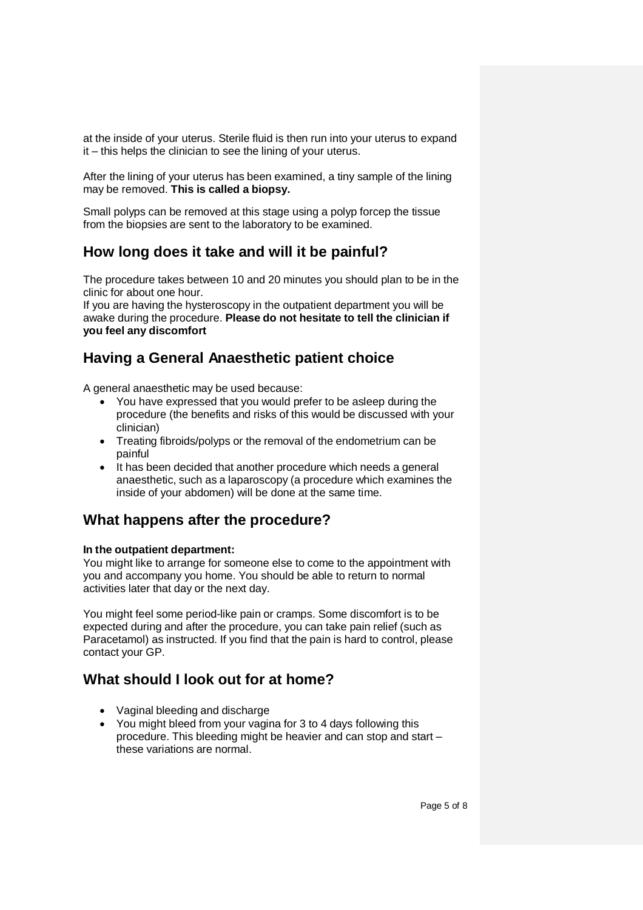at the inside of your uterus. Sterile fluid is then run into your uterus to expand it – this helps the clinician to see the lining of your uterus.

After the lining of your uterus has been examined, a tiny sample of the lining may be removed. **This is called a biopsy.**

Small polyps can be removed at this stage using a polyp forcep the tissue from the biopsies are sent to the laboratory to be examined.

## How long does it take and will it be painful?

The procedure takes between 10 and 20 minutes you should plan to be in the clinic for about one hour.
If you are having the hysteroscopy in the outpatient department you will be awake during the procedure. **Please do not hesitate to tell the clinician if you feel any discomfort**

## Having a General Anaesthetic patient choice

A general anaesthetic may be used because:

- You have expressed that you would prefer to be asleep during the procedure (the benefits and risks of this would be discussed with your clinician)
- Treating fibroids/polyps or the removal of the endometrium can be painful
- It has been decided that another procedure which needs a general anaesthetic, such as a laparoscopy (a procedure which examines the inside of your abdomen) will be done at the same time.

## What happens after the procedure?

**In the outpatient department:**
You might like to arrange for someone else to come to the appointment with you and accompany you home. You should be able to return to normal activities later that day or the next day.

You might feel some period-like pain or cramps. Some discomfort is to be expected during and after the procedure, you can take pain relief (such as Paracetamol) as instructed. If you find that the pain is hard to control, please contact your GP.

## What should I look out for at home?

- Vaginal bleeding and discharge
- You might bleed from your vagina for 3 to 4 days following this procedure. This bleeding might be heavier and can stop and start – these variations are normal.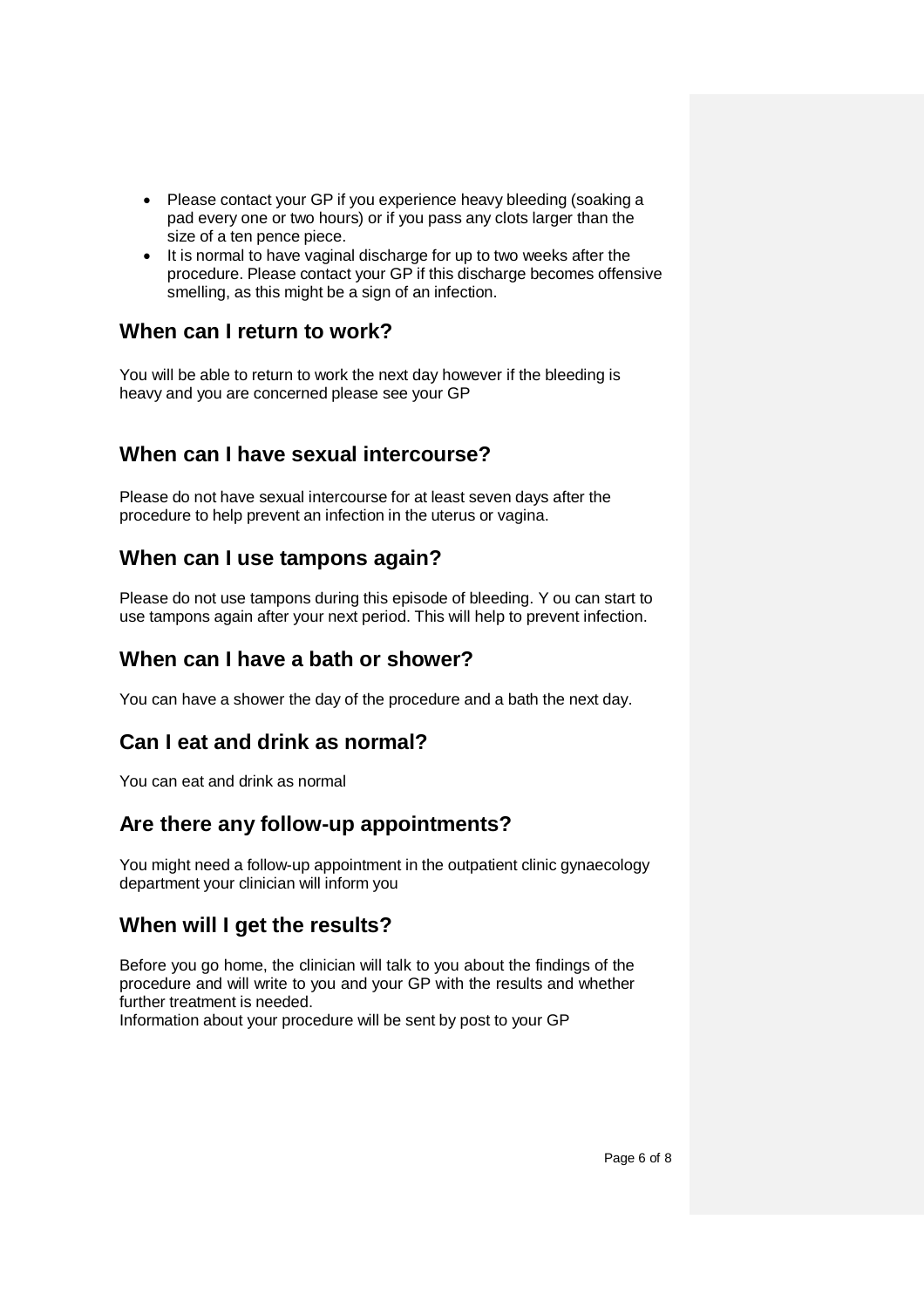- Please contact your GP if you experience heavy bleeding (soaking a pad every one or two hours) or if you pass any clots larger than the size of a ten pence piece.
- It is normal to have vaginal discharge for up to two weeks after the procedure. Please contact your GP if this discharge becomes offensive smelling, as this might be a sign of an infection.

## When can I return to work?

You will be able to return to work the next day however if the bleeding is heavy and you are concerned please see your GP

## When can I have sexual intercourse?

Please do not have sexual intercourse for at least seven days after the procedure to help prevent an infection in the uterus or vagina.

## When can I use tampons again?

Please do not use tampons during this episode of bleeding. Y ou can start to use tampons again after your next period. This will help to prevent infection.

## When can I have a bath or shower?

You can have a shower the day of the procedure and a bath the next day.

## Can I eat and drink as normal?

You can eat and drink as normal

## Are there any follow-up appointments?

You might need a follow-up appointment in the outpatient clinic gynaecology department your clinician will inform you

## When will I get the results?

Before you go home, the clinician will talk to you about the findings of the procedure and will write to you and your GP with the results and whether further treatment is needed.
Information about your procedure will be sent by post to your GP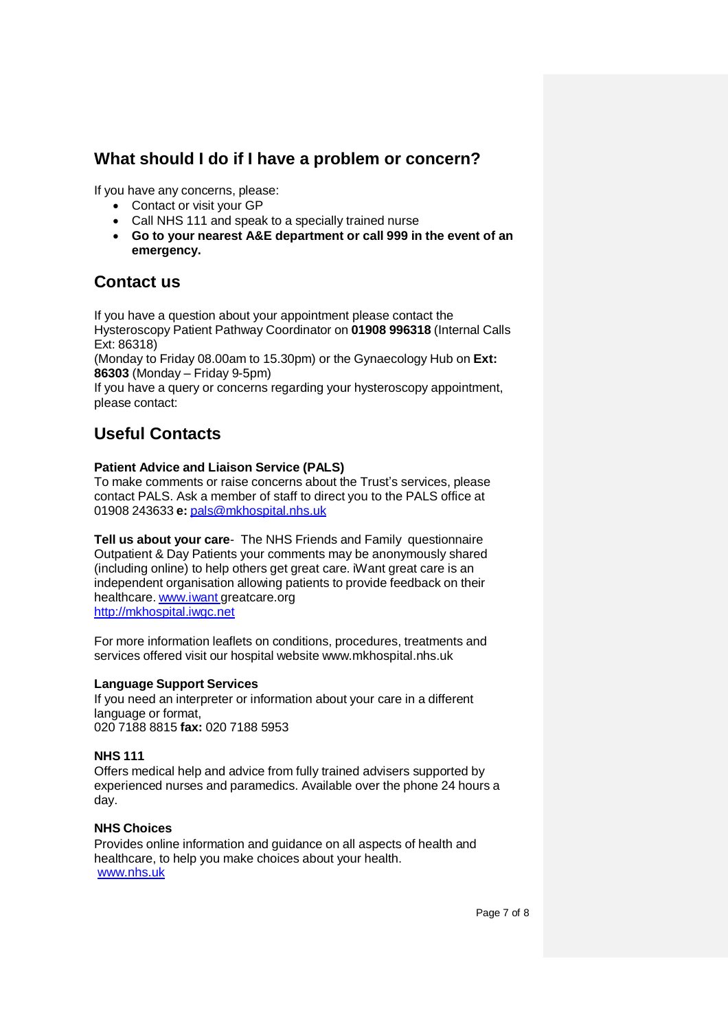## What should I do if I have a problem or concern?

If you have any concerns, please:

- Contact or visit your GP
- Call NHS 111 and speak to a specially trained nurse
- **Go to your nearest A&E department or call 999 in the event of an emergency.**

## Contact us

If you have a question about your appointment please contact the Hysteroscopy Patient Pathway Coordinator on **01908 996318** (Internal Calls Ext: 86318)
(Monday to Friday 08.00am to 15.30pm) or the Gynaecology Hub on **Ext: 86303** (Monday – Friday 9-5pm)
If you have a query or concerns regarding your hysteroscopy appointment, please contact:

## Useful Contacts

**Patient Advice and Liaison Service (PALS)**
To make comments or raise concerns about the Trust's services, please contact PALS. Ask a member of staff to direct you to the PALS office at 01908 243633 **e:** pals@mkhospital.nhs.uk

**Tell us about your care**- The NHS Friends and Family questionnaire Outpatient & Day Patients your comments may be anonymously shared (including online) to help others get great care. iWant great care is an independent organisation allowing patients to provide feedback on their healthcare. www.iwant greatcare.org
http://mkhospital.iwgc.net

For more information leaflets on conditions, procedures, treatments and services offered visit our hospital website www.mkhospital.nhs.uk

**Language Support Services**
If you need an interpreter or information about your care in a different language or format,
020 7188 8815 **fax:** 020 7188 5953

**NHS 111**
Offers medical help and advice from fully trained advisers supported by experienced nurses and paramedics. Available over the phone 24 hours a day.

**NHS Choices**
Provides online information and guidance on all aspects of health and healthcare, to help you make choices about your health.
www.nhs.uk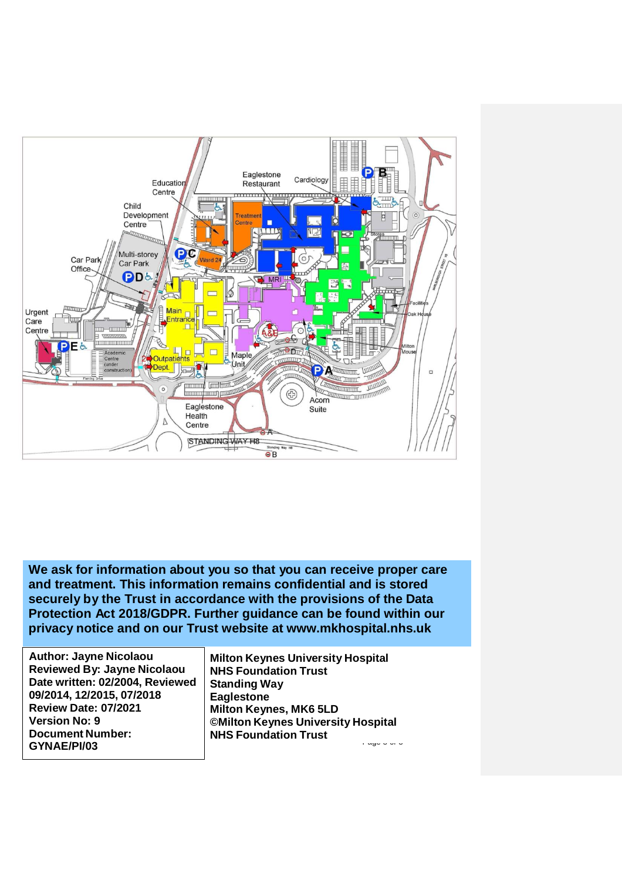Education Centre
Eaglestone Restaurant
Cardiology
B
Child Development Centre
Treatment Centre
Multi-storey Car Park
C
Ward 24
Car Park Office
D
MRI
Stores
Facilities
Oak House
Urgent Care Centre
Main Entrance
A&E
E
Academic Centre (under construction)
Outpatients Dept.
Maple Unit
Milton House
A
Eaglestone Health Centre
Acorn Suite
STANDING WAY H8
A
B

**We ask for information about you so that you can receive proper care and treatment. This information remains confidential and is stored securely by the Trust in accordance with the provisions of the Data Protection Act 2018/GDPR. Further guidance can be found within our privacy notice and on our Trust website at www.mkhospital.nhs.uk**

| | |
|---|---|
| **Author: Jayne Nicolaou**<br>**Reviewed By: Jayne Nicolaou**<br>**Date written: 02/2004, Reviewed 09/2014, 12/2015, 07/2018**<br>**Review Date: 07/2021**<br>**Version No: 9**<br>**Document Number: GYNAE/PI/03** | **Milton Keynes University Hospital NHS Foundation Trust**<br>**Standing Way**<br>**Eaglestone**<br>**Milton Keynes, MK6 5LD**<br>**©Milton Keynes University Hospital NHS Foundation Trust** |